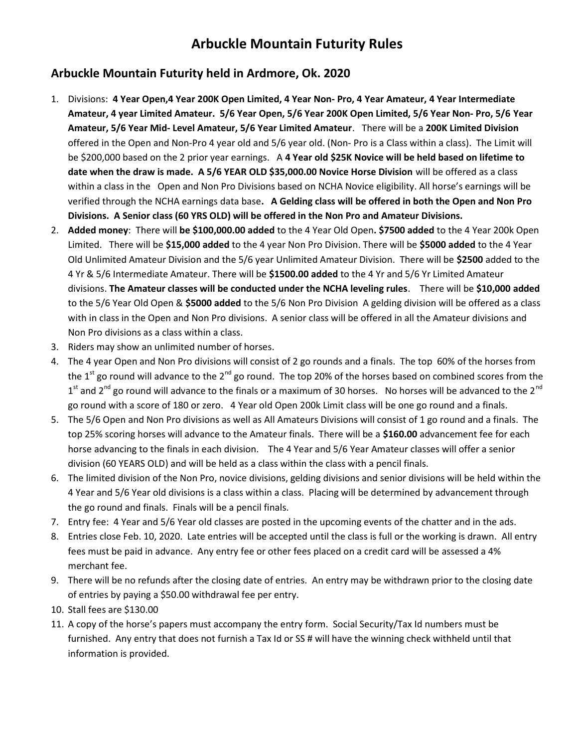# Arbuckle Mountain Futurity Rules

## Arbuckle Mountain Futurity held in Ardmore, Ok. 2020

1. Divisions: **4 Year Open,4 Year 200K Open Limited, 4 Year Non- Pro, 4 Year Amateur, 4 Year Intermediate Amateur, 4 year Limited Amateur. 5/6 Year Open, 5/6 Year 200K Open Limited, 5/6 Year Non- Pro, 5/6 Year Amateur, 5/6 Year Mid- Level Amateur, 5/6 Year Limited Amateur**. There will be a **200K Limited Division** offered in the Open and Non-Pro 4 year old and 5/6 year old. (Non- Pro is a Class within a class). The Limit will be $200,000 based on the 2 prior year earnings. A **4 Year old $25K Novice will be held based on lifetime to date when the draw is made. A 5/6 YEAR OLD $35,000.00 Novice Horse Division** will be offered as a class within a class in the Open and Non Pro Divisions based on NCHA Novice eligibility. All horse's earnings will be verified through the NCHA earnings data base**. A Gelding class will be offered in both the Open and Non Pro Divisions. A Senior class (60 YRS OLD) will be offered in the Non Pro and Amateur Divisions.**
2. **Added money**: There will **be $100,000.00 added** to the 4 Year Old Open**. $7500 added** to the 4 Year 200k Open Limited. There will be **$15,000 added** to the 4 year Non Pro Division. There will be **$5000 added** to the 4 Year Old Unlimited Amateur Division and the 5/6 year Unlimited Amateur Division. There will be **$2500** added to the 4 Yr & 5/6 Intermediate Amateur. There will be **$1500.00 added** to the 4 Yr and 5/6 Yr Limited Amateur divisions. **The Amateur classes will be conducted under the NCHA leveling rules**. There will be **$10,000 added** to the 5/6 Year Old Open & **$5000 added** to the 5/6 Non Pro Division A gelding division will be offered as a class with in class in the Open and Non Pro divisions. A senior class will be offered in all the Amateur divisions and Non Pro divisions as a class within a class.
3. Riders may show an unlimited number of horses.
4. The 4 year Open and Non Pro divisions will consist of 2 go rounds and a finals. The top 60% of the horses from the 1st go round will advance to the 2nd go round. The top 20% of the horses based on combined scores from the 1st and 2nd go round will advance to the finals or a maximum of 30 horses. No horses will be advanced to the 2nd go round with a score of 180 or zero. 4 Year old Open 200k Limit class will be one go round and a finals.
5. The 5/6 Open and Non Pro divisions as well as All Amateurs Divisions will consist of 1 go round and a finals. The top 25% scoring horses will advance to the Amateur finals. There will be a **$160.00** advancement fee for each horse advancing to the finals in each division. The 4 Year and 5/6 Year Amateur classes will offer a senior division (60 YEARS OLD) and will be held as a class within the class with a pencil finals.
6. The limited division of the Non Pro, novice divisions, gelding divisions and senior divisions will be held within the 4 Year and 5/6 Year old divisions is a class within a class. Placing will be determined by advancement through the go round and finals. Finals will be a pencil finals.
7. Entry fee: 4 Year and 5/6 Year old classes are posted in the upcoming events of the chatter and in the ads.
8. Entries close Feb. 10, 2020. Late entries will be accepted until the class is full or the working is drawn. All entry fees must be paid in advance. Any entry fee or other fees placed on a credit card will be assessed a 4% merchant fee.
9. There will be no refunds after the closing date of entries. An entry may be withdrawn prior to the closing date of entries by paying a $50.00 withdrawal fee per entry.
10. Stall fees are $130.00
11. A copy of the horse's papers must accompany the entry form. Social Security/Tax Id numbers must be furnished. Any entry that does not furnish a Tax Id or SS # will have the winning check withheld until that information is provided.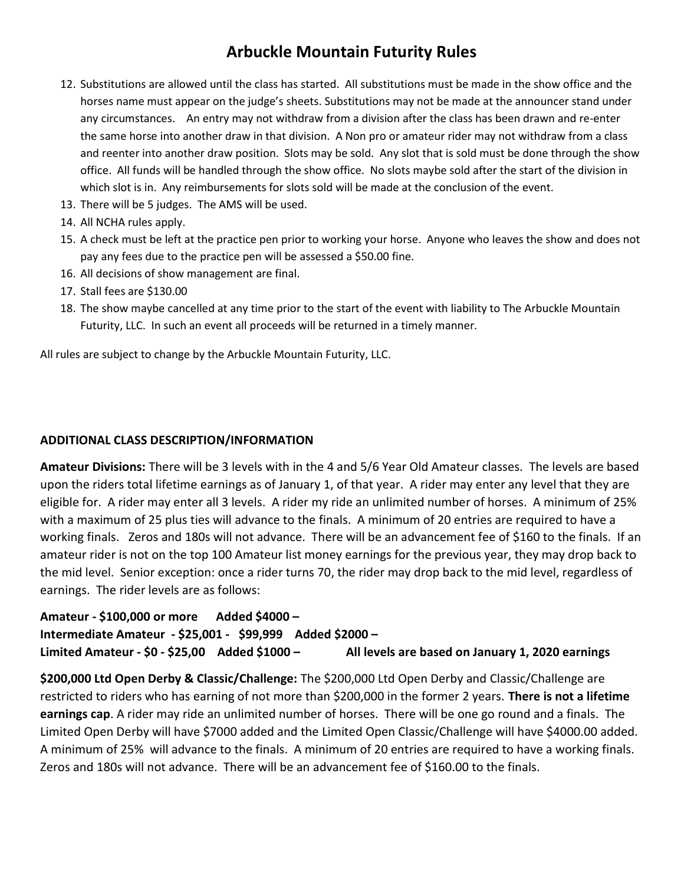# Arbuckle Mountain Futurity Rules

12. Substitutions are allowed until the class has started. All substitutions must be made in the show office and the horses name must appear on the judge's sheets. Substitutions may not be made at the announcer stand under any circumstances. An entry may not withdraw from a division after the class has been drawn and re-enter the same horse into another draw in that division. A Non pro or amateur rider may not withdraw from a class and reenter into another draw position. Slots may be sold. Any slot that is sold must be done through the show office. All funds will be handled through the show office. No slots maybe sold after the start of the division in which slot is in. Any reimbursements for slots sold will be made at the conclusion of the event.
13. There will be 5 judges. The AMS will be used.
14. All NCHA rules apply.
15. A check must be left at the practice pen prior to working your horse. Anyone who leaves the show and does not pay any fees due to the practice pen will be assessed a $50.00 fine.
16. All decisions of show management are final.
17. Stall fees are $130.00
18. The show maybe cancelled at any time prior to the start of the event with liability to The Arbuckle Mountain Futurity, LLC. In such an event all proceeds will be returned in a timely manner.

All rules are subject to change by the Arbuckle Mountain Futurity, LLC.

## ADDITIONAL CLASS DESCRIPTION/INFORMATION

**Amateur Divisions:** There will be 3 levels with in the 4 and 5/6 Year Old Amateur classes. The levels are based upon the riders total lifetime earnings as of January 1, of that year. A rider may enter any level that they are eligible for. A rider may enter all 3 levels. A rider my ride an unlimited number of horses. A minimum of 25% with a maximum of 25 plus ties will advance to the finals. A minimum of 20 entries are required to have a working finals. Zeros and 180s will not advance. There will be an advancement fee of $160 to the finals. If an amateur rider is not on the top 100 Amateur list money earnings for the previous year, they may drop back to the mid level. Senior exception: once a rider turns 70, the rider may drop back to the mid level, regardless of earnings. The rider levels are as follows:

**Amateur - $100,000 or more Added $4000 –**
**Intermediate Amateur - $25,001 - $99,999 Added $2000 –**
**Limited Amateur - $0 - $25,00 Added $1000 – All levels are based on January 1, 2020 earnings**

**$200,000 Ltd Open Derby & Classic/Challenge:** The $200,000 Ltd Open Derby and Classic/Challenge are restricted to riders who has earning of not more than $200,000 in the former 2 years. **There is not a lifetime earnings cap**. A rider may ride an unlimited number of horses. There will be one go round and a finals. The Limited Open Derby will have $7000 added and the Limited Open Classic/Challenge will have $4000.00 added. A minimum of 25% will advance to the finals. A minimum of 20 entries are required to have a working finals. Zeros and 180s will not advance. There will be an advancement fee of $160.00 to the finals.